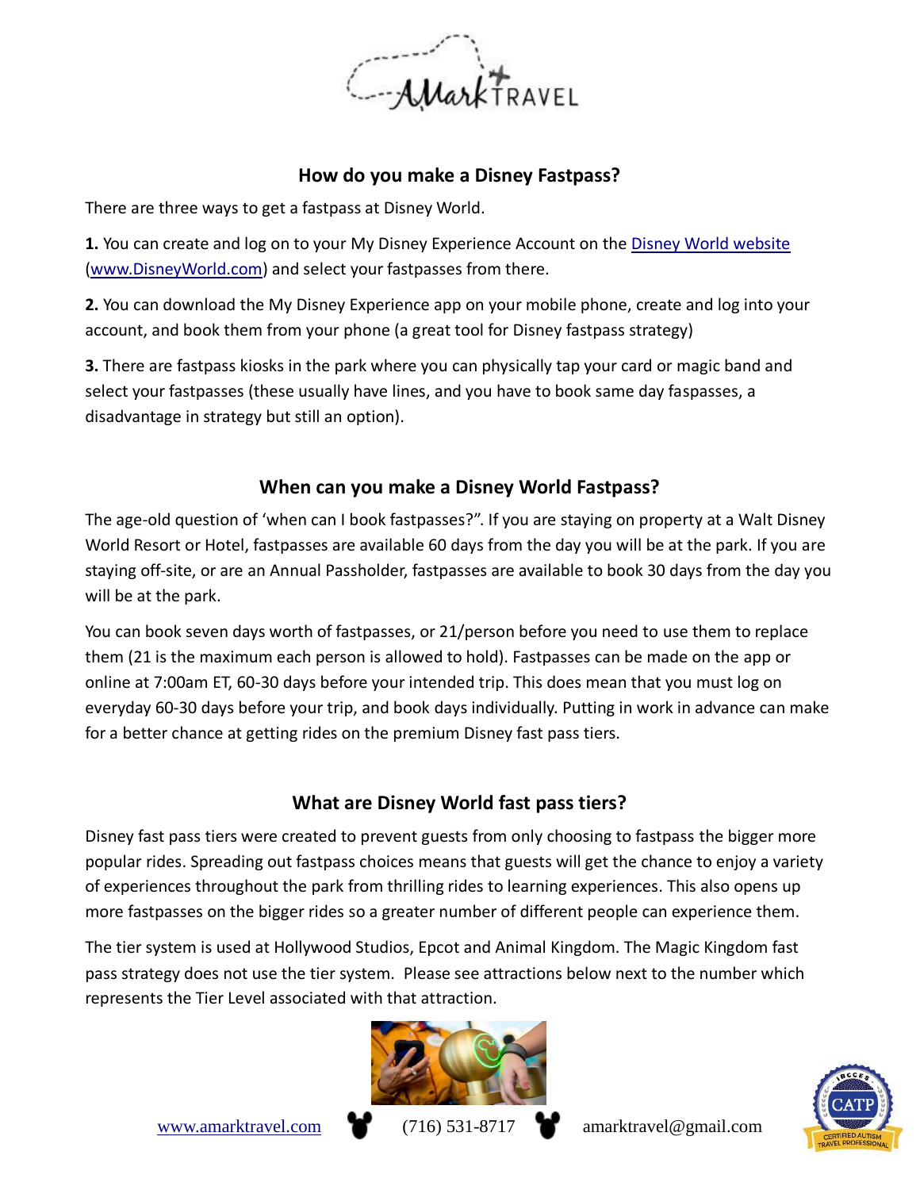## How do you make a Disney Fastpass?

There are three ways to get a fastpass at Disney World.

**1.** You can create and log on to your My Disney Experience Account on the [Disney World website](www.DisneyWorld.com) ([www.DisneyWorld.com](www.DisneyWorld.com)) and select your fastpasses from there.

**2.** You can download the My Disney Experience app on your mobile phone, create and log into your account, and book them from your phone (a great tool for Disney fastpass strategy)

**3.** There are fastpass kiosks in the park where you can physically tap your card or magic band and select your fastpasses (these usually have lines, and you have to book same day faspasses, a disadvantage in strategy but still an option).

## When can you make a Disney World Fastpass?

The age-old question of 'when can I book fastpasses?". If you are staying on property at a Walt Disney World Resort or Hotel, fastpasses are available 60 days from the day you will be at the park. If you are staying off-site, or are an Annual Passholder, fastpasses are available to book 30 days from the day you will be at the park.

You can book seven days worth of fastpasses, or 21/person before you need to use them to replace them (21 is the maximum each person is allowed to hold). Fastpasses can be made on the app or online at 7:00am ET, 60-30 days before your intended trip. This does mean that you must log on everyday 60-30 days before your trip, and book days individually. Putting in work in advance can make for a better chance at getting rides on the premium Disney fast pass tiers.

## What are Disney World fast pass tiers?

Disney fast pass tiers were created to prevent guests from only choosing to fastpass the bigger more popular rides. Spreading out fastpass choices means that guests will get the chance to enjoy a variety of experiences throughout the park from thrilling rides to learning experiences. This also opens up more fastpasses on the bigger rides so a greater number of different people can experience them.

The tier system is used at Hollywood Studios, Epcot and Animal Kingdom. The Magic Kingdom fast pass strategy does not use the tier system. Please see attractions below next to the number which represents the Tier Level associated with that attraction.

www.amarktravel.com (716) 531-8717 amarktravel@gmail.com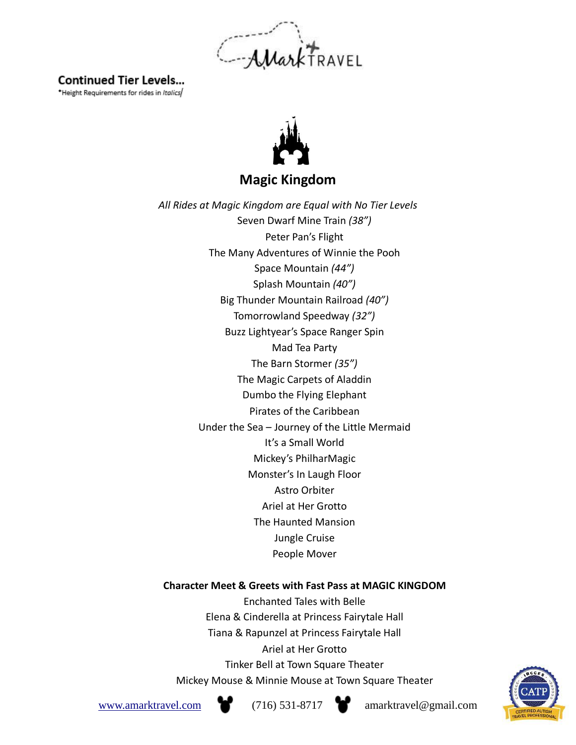## Continued Tier Levels…

*Height Requirements for rides in *Italics*

# Magic Kingdom

*All Rides at Magic Kingdom are Equal with No Tier Levels*

Seven Dwarf Mine Train *(38")*

Peter Pan's Flight

The Many Adventures of Winnie the Pooh

Space Mountain *(44")*

Splash Mountain *(40")*

Big Thunder Mountain Railroad *(40")*

Tomorrowland Speedway *(32")*

Buzz Lightyear's Space Ranger Spin

Mad Tea Party

The Barn Stormer *(35")*

The Magic Carpets of Aladdin

Dumbo the Flying Elephant

Pirates of the Caribbean

Under the Sea – Journey of the Little Mermaid

It's a Small World

Mickey's PhilharMagic

Monster's In Laugh Floor

Astro Orbiter

Ariel at Her Grotto

The Haunted Mansion

Jungle Cruise

People Mover

**Character Meet & Greets with Fast Pass at MAGIC KINGDOM**

Enchanted Tales with Belle

Elena & Cinderella at Princess Fairytale Hall

Tiana & Rapunzel at Princess Fairytale Hall

Ariel at Her Grotto

Tinker Bell at Town Square Theater

Mickey Mouse & Minnie Mouse at Town Square Theater

www.amarktravel.com (716) 531-8717 amarktravel@gmail.com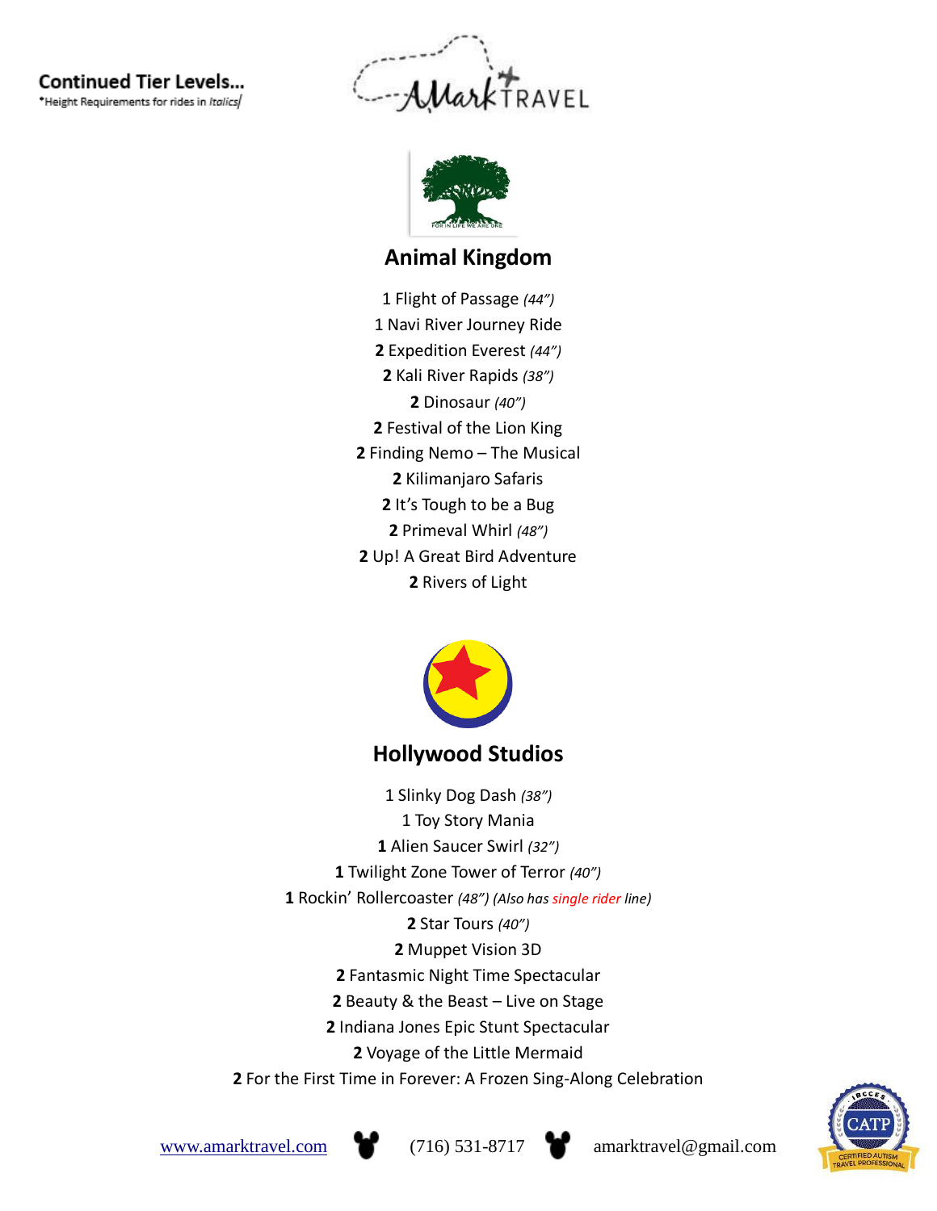**Continued Tier Levels...**

*Height Requirements for rides in *Italics*

## Animal Kingdom

1 Flight of Passage *(44")*
1 Navi River Journey Ride
**2** Expedition Everest *(44")*
**2** Kali River Rapids *(38")*
**2** Dinosaur *(40")*
**2** Festival of the Lion King
**2** Finding Nemo – The Musical
**2** Kilimanjaro Safaris
**2** It's Tough to be a Bug
**2** Primeval Whirl *(48")*
**2** Up! A Great Bird Adventure
**2** Rivers of Light

## Hollywood Studios

1 Slinky Dog Dash *(38")*
1 Toy Story Mania
**1** Alien Saucer Swirl *(32")*
**1** Twilight Zone Tower of Terror *(40")*
**1** Rockin' Rollercoaster *(48") (Also has single rider line)*
**2** Star Tours *(40")*
**2** Muppet Vision 3D
**2** Fantasmic Night Time Spectacular
**2** Beauty & the Beast – Live on Stage
**2** Indiana Jones Epic Stunt Spectacular
**2** Voyage of the Little Mermaid
**2** For the First Time in Forever: A Frozen Sing-Along Celebration

www.amarktravel.com (716) 531-8717 amarktravel@gmail.com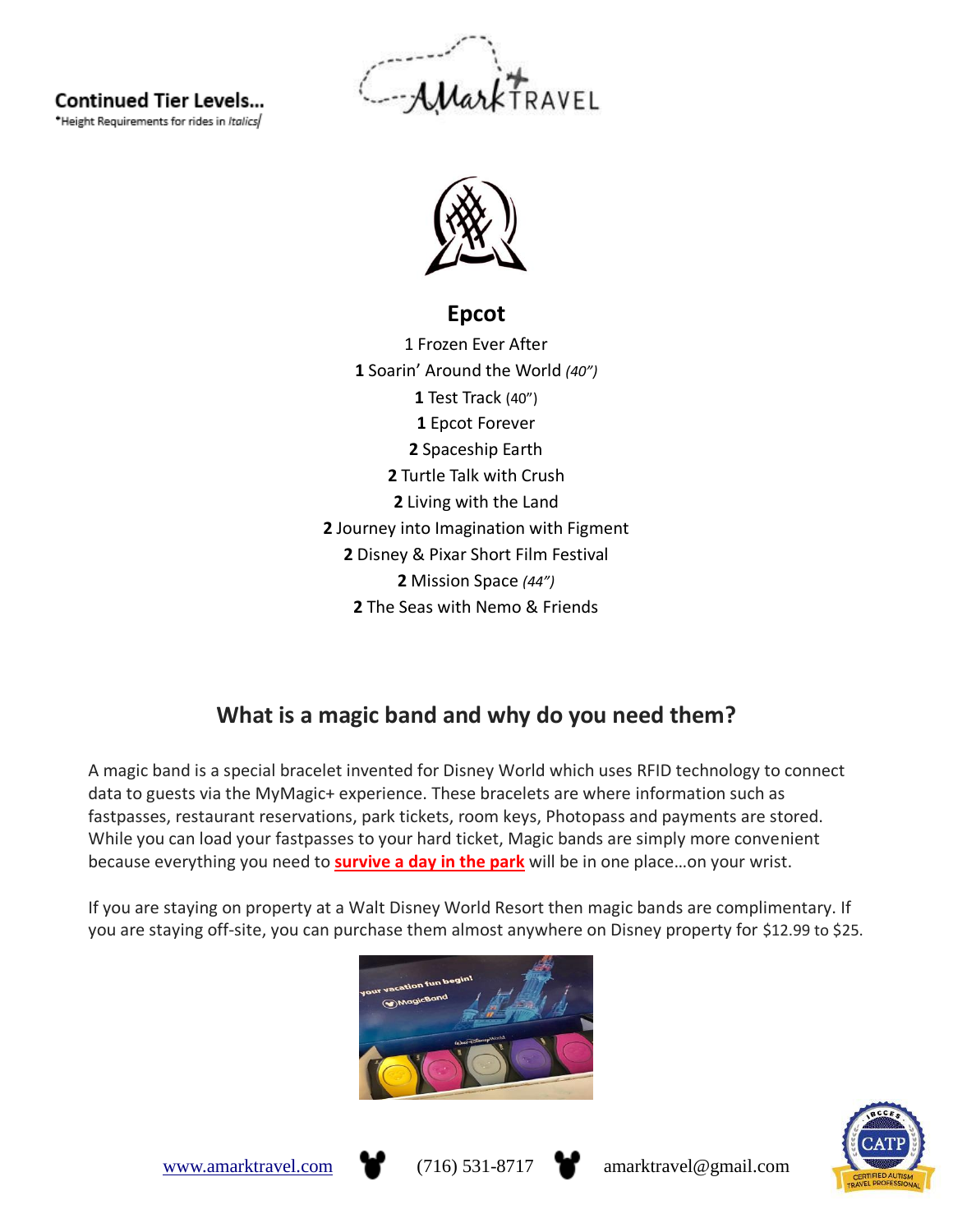**Continued Tier Levels…**

*Height Requirements for rides in *Italics*

## Epcot

1 Frozen Ever After
**1** Soarin' Around the World *(40")*
**1** Test Track (40")
**1** Epcot Forever
**2** Spaceship Earth
**2** Turtle Talk with Crush
**2** Living with the Land
**2** Journey into Imagination with Figment
**2** Disney & Pixar Short Film Festival
**2** Mission Space *(44")*
**2** The Seas with Nemo & Friends

## What is a magic band and why do you need them?

A magic band is a special bracelet invented for Disney World which uses RFID technology to connect data to guests via the MyMagic+ experience. These bracelets are where information such as fastpasses, restaurant reservations, park tickets, room keys, Photopass and payments are stored. While you can load your fastpasses to your hard ticket, Magic bands are simply more convenient because everything you need to **survive a day in the park** will be in one place…on your wrist.

If you are staying on property at a Walt Disney World Resort then magic bands are complimentary. If you are staying off-site, you can purchase them almost anywhere on Disney property for $12.99 to $25.

www.amarktravel.com (716) 531-8717 amarktravel@gmail.com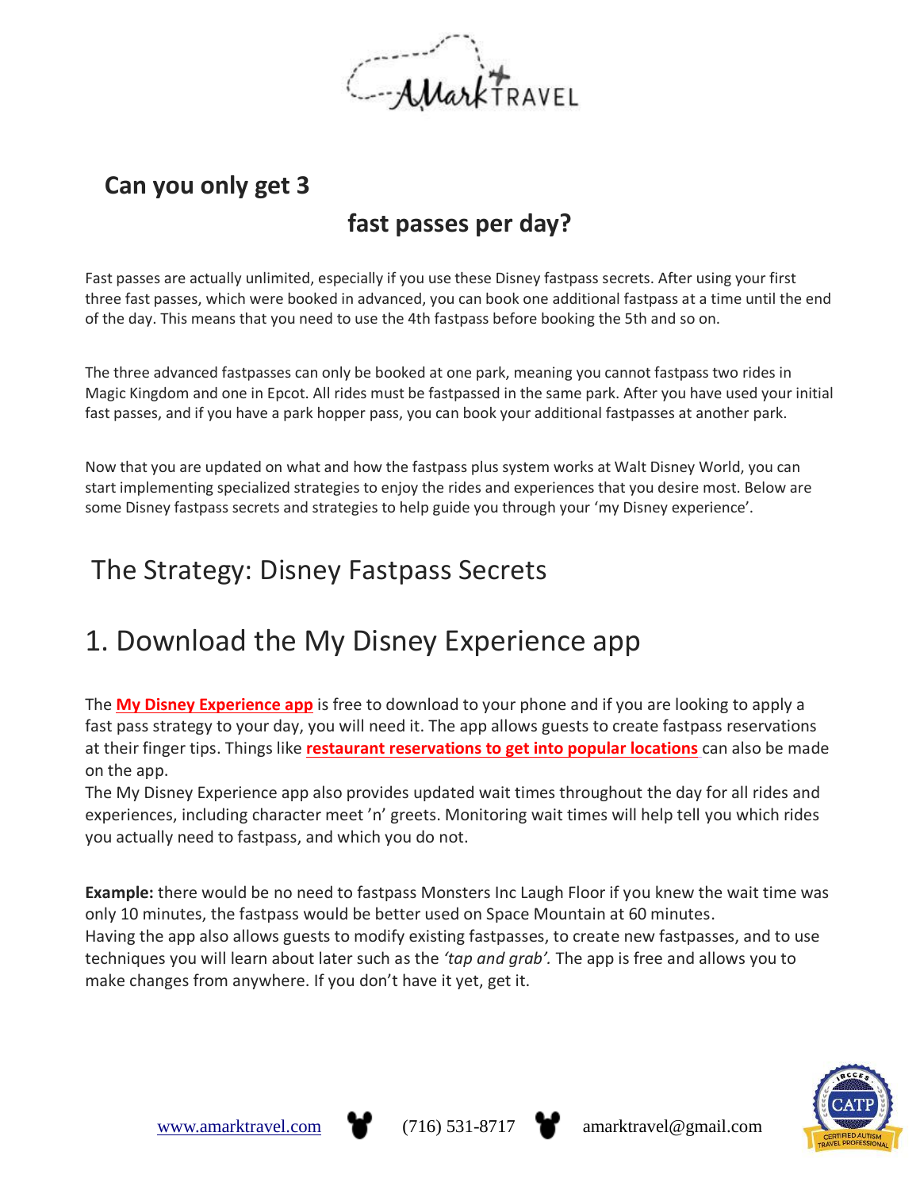## Can you only get 3 fast passes per day?

Fast passes are actually unlimited, especially if you use these Disney fastpass secrets. After using your first three fast passes, which were booked in advanced, you can book one additional fastpass at a time until the end of the day. This means that you need to use the 4th fastpass before booking the 5th and so on.

The three advanced fastpasses can only be booked at one park, meaning you cannot fastpass two rides in Magic Kingdom and one in Epcot. All rides must be fastpassed in the same park. After you have used your initial fast passes, and if you have a park hopper pass, you can book your additional fastpasses at another park.

Now that you are updated on what and how the fastpass plus system works at Walt Disney World, you can start implementing specialized strategies to enjoy the rides and experiences that you desire most. Below are some Disney fastpass secrets and strategies to help guide you through your 'my Disney experience'.

# The Strategy: Disney Fastpass Secrets

# 1. Download the My Disney Experience app

The **My Disney Experience app** is free to download to your phone and if you are looking to apply a fast pass strategy to your day, you will need it. The app allows guests to create fastpass reservations at their finger tips. Things like **restaurant reservations to get into popular locations** can also be made on the app.

The My Disney Experience app also provides updated wait times throughout the day for all rides and experiences, including character meet 'n' greets. Monitoring wait times will help tell you which rides you actually need to fastpass, and which you do not.

**Example:** there would be no need to fastpass Monsters Inc Laugh Floor if you knew the wait time was only 10 minutes, the fastpass would be better used on Space Mountain at 60 minutes.

Having the app also allows guests to modify existing fastpasses, to create new fastpasses, and to use techniques you will learn about later such as the *'tap and grab'.* The app is free and allows you to make changes from anywhere. If you don't have it yet, get it.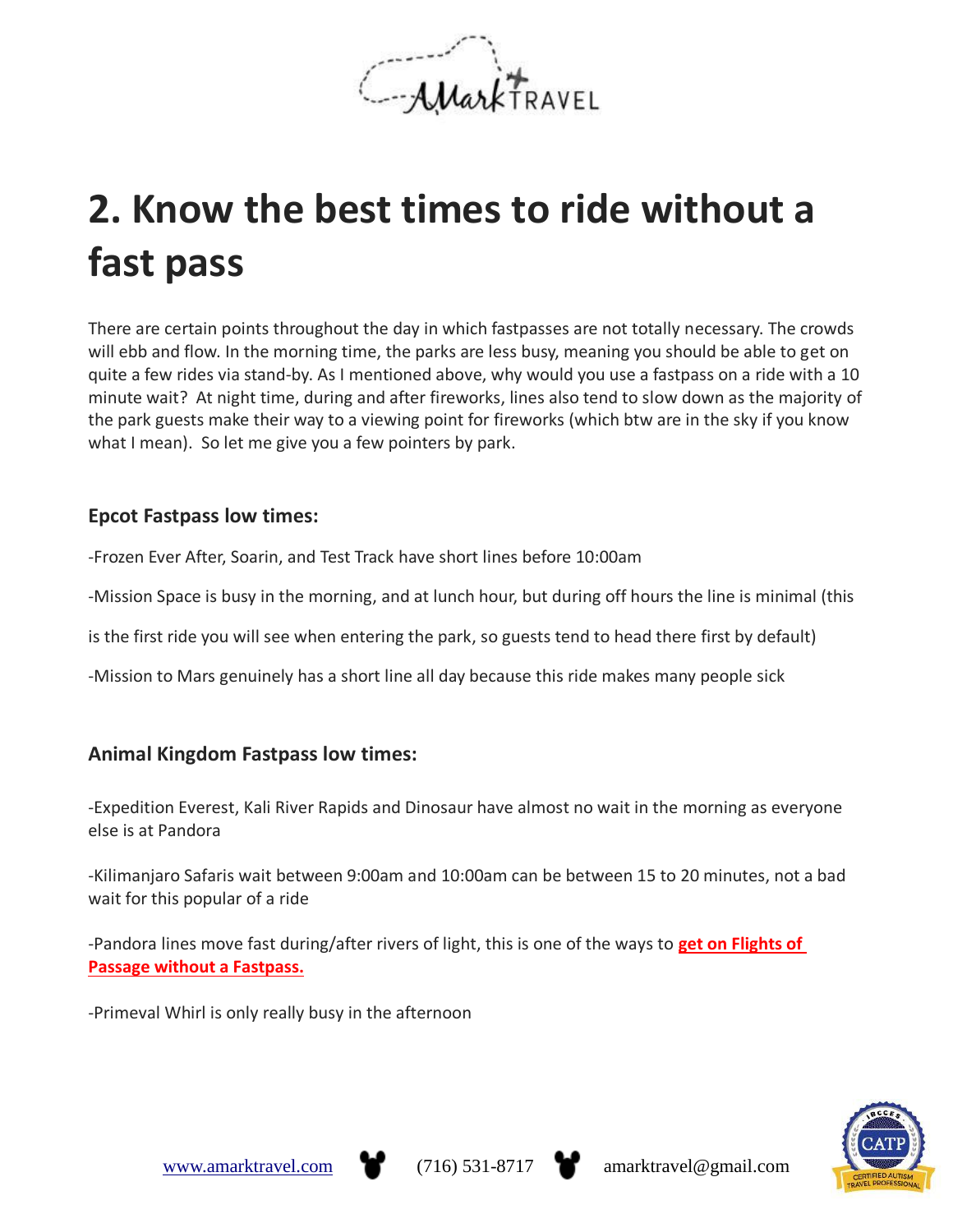# 2. Know the best times to ride without a fast pass

There are certain points throughout the day in which fastpasses are not totally necessary. The crowds will ebb and flow. In the morning time, the parks are less busy, meaning you should be able to get on quite a few rides via stand-by. As I mentioned above, why would you use a fastpass on a ride with a 10 minute wait? At night time, during and after fireworks, lines also tend to slow down as the majority of the park guests make their way to a viewing point for fireworks (which btw are in the sky if you know what I mean). So let me give you a few pointers by park.

### Epcot Fastpass low times:

-Frozen Ever After, Soarin, and Test Track have short lines before 10:00am

-Mission Space is busy in the morning, and at lunch hour, but during off hours the line is minimal (this is the first ride you will see when entering the park, so guests tend to head there first by default)

-Mission to Mars genuinely has a short line all day because this ride makes many people sick

### Animal Kingdom Fastpass low times:

-Expedition Everest, Kali River Rapids and Dinosaur have almost no wait in the morning as everyone else is at Pandora

-Kilimanjaro Safaris wait between 9:00am and 10:00am can be between 15 to 20 minutes, not a bad wait for this popular of a ride

-Pandora lines move fast during/after rivers of light, this is one of the ways to **get on Flights of Passage without a Fastpass.**

-Primeval Whirl is only really busy in the afternoon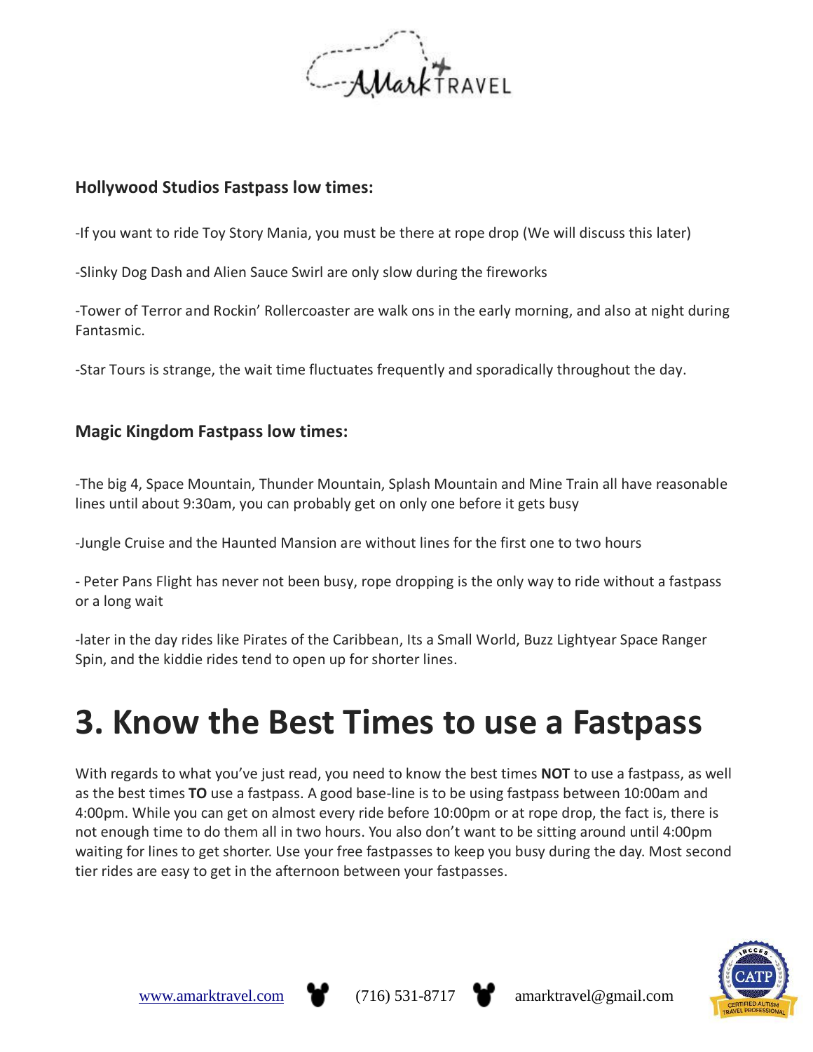### Hollywood Studios Fastpass low times:

-If you want to ride Toy Story Mania, you must be there at rope drop (We will discuss this later)

-Slinky Dog Dash and Alien Sauce Swirl are only slow during the fireworks

-Tower of Terror and Rockin' Rollercoaster are walk ons in the early morning, and also at night during Fantasmic.

-Star Tours is strange, the wait time fluctuates frequently and sporadically throughout the day.

### Magic Kingdom Fastpass low times:

-The big 4, Space Mountain, Thunder Mountain, Splash Mountain and Mine Train all have reasonable lines until about 9:30am, you can probably get on only one before it gets busy

-Jungle Cruise and the Haunted Mansion are without lines for the first one to two hours

- Peter Pans Flight has never not been busy, rope dropping is the only way to ride without a fastpass or a long wait

-later in the day rides like Pirates of the Caribbean, Its a Small World, Buzz Lightyear Space Ranger Spin, and the kiddie rides tend to open up for shorter lines.

# 3. Know the Best Times to use a Fastpass

With regards to what you've just read, you need to know the best times **NOT** to use a fastpass, as well as the best times **TO** use a fastpass. A good base-line is to be using fastpass between 10:00am and 4:00pm. While you can get on almost every ride before 10:00pm or at rope drop, the fact is, there is not enough time to do them all in two hours. You also don't want to be sitting around until 4:00pm waiting for lines to get shorter. Use your free fastpasses to keep you busy during the day. Most second tier rides are easy to get in the afternoon between your fastpasses.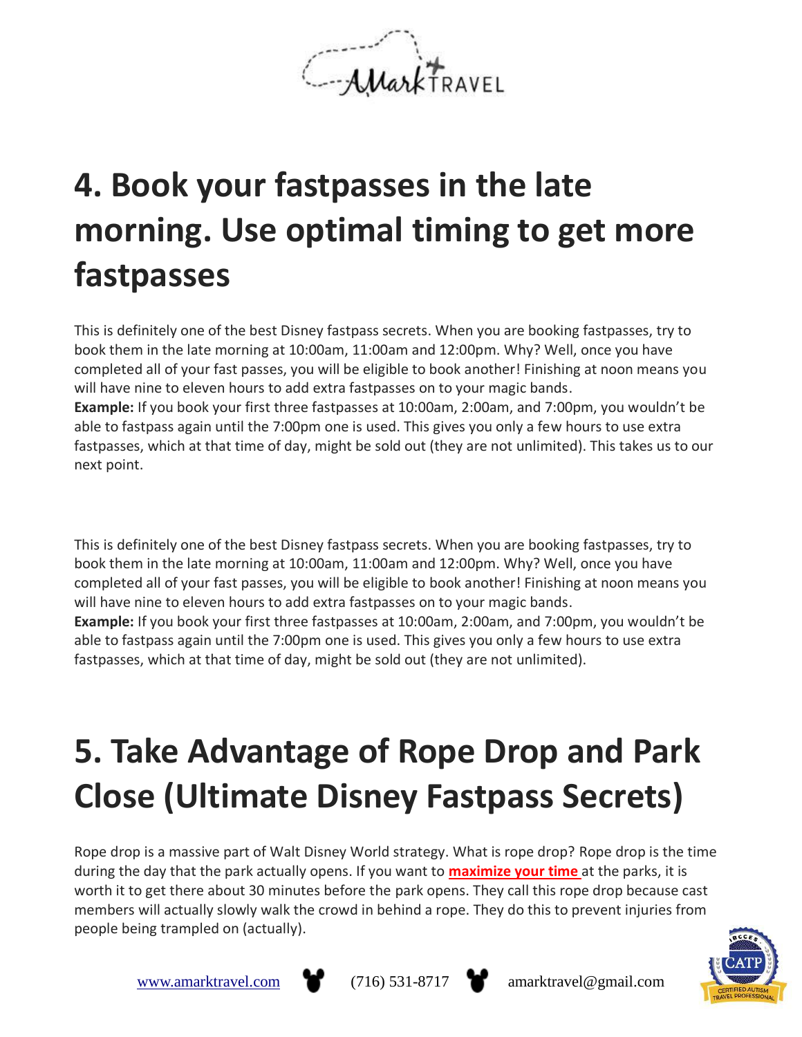# 4. Book your fastpasses in the late morning. Use optimal timing to get more fastpasses

This is definitely one of the best Disney fastpass secrets. When you are booking fastpasses, try to book them in the late morning at 10:00am, 11:00am and 12:00pm. Why? Well, once you have completed all of your fast passes, you will be eligible to book another! Finishing at noon means you will have nine to eleven hours to add extra fastpasses on to your magic bands.

**Example:** If you book your first three fastpasses at 10:00am, 2:00am, and 7:00pm, you wouldn't be able to fastpass again until the 7:00pm one is used. This gives you only a few hours to use extra fastpasses, which at that time of day, might be sold out (they are not unlimited). This takes us to our next point.

This is definitely one of the best Disney fastpass secrets. When you are booking fastpasses, try to book them in the late morning at 10:00am, 11:00am and 12:00pm. Why? Well, once you have completed all of your fast passes, you will be eligible to book another! Finishing at noon means you will have nine to eleven hours to add extra fastpasses on to your magic bands.

**Example:** If you book your first three fastpasses at 10:00am, 2:00am, and 7:00pm, you wouldn't be able to fastpass again until the 7:00pm one is used. This gives you only a few hours to use extra fastpasses, which at that time of day, might be sold out (they are not unlimited).

# 5. Take Advantage of Rope Drop and Park Close (Ultimate Disney Fastpass Secrets)

Rope drop is a massive part of Walt Disney World strategy. What is rope drop? Rope drop is the time during the day that the park actually opens. If you want to **maximize your time** at the parks, it is worth it to get there about 30 minutes before the park opens. They call this rope drop because cast members will actually slowly walk the crowd in behind a rope. They do this to prevent injuries from people being trampled on (actually).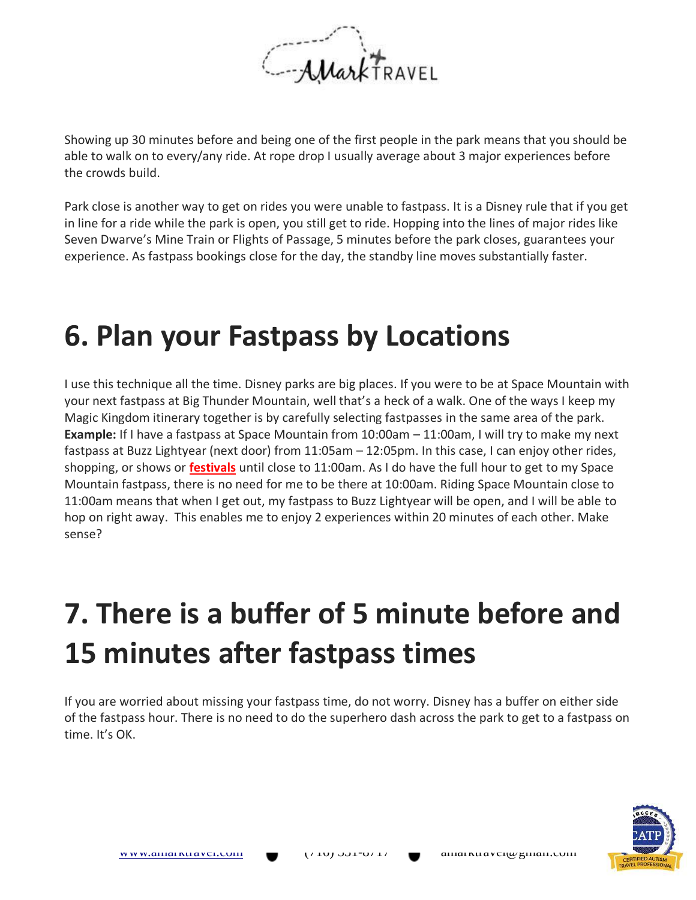Showing up 30 minutes before and being one of the first people in the park means that you should be able to walk on to every/any ride. At rope drop I usually average about 3 major experiences before the crowds build.

Park close is another way to get on rides you were unable to fastpass. It is a Disney rule that if you get in line for a ride while the park is open, you still get to ride. Hopping into the lines of major rides like Seven Dwarve's Mine Train or Flights of Passage, 5 minutes before the park closes, guarantees your experience. As fastpass bookings close for the day, the standby line moves substantially faster.

# 6. Plan your Fastpass by Locations

I use this technique all the time. Disney parks are big places. If you were to be at Space Mountain with your next fastpass at Big Thunder Mountain, well that's a heck of a walk. One of the ways I keep my Magic Kingdom itinerary together is by carefully selecting fastpasses in the same area of the park. **Example:** If I have a fastpass at Space Mountain from 10:00am – 11:00am, I will try to make my next fastpass at Buzz Lightyear (next door) from 11:05am – 12:05pm. In this case, I can enjoy other rides, shopping, or shows or **festivals** until close to 11:00am. As I do have the full hour to get to my Space Mountain fastpass, there is no need for me to be there at 10:00am. Riding Space Mountain close to 11:00am means that when I get out, my fastpass to Buzz Lightyear will be open, and I will be able to hop on right away. This enables me to enjoy 2 experiences within 20 minutes of each other. Make sense?

# 7. There is a buffer of 5 minute before and 15 minutes after fastpass times

If you are worried about missing your fastpass time, do not worry. Disney has a buffer on either side of the fastpass hour. There is no need to do the superhero dash across the park to get to a fastpass on time. It's OK.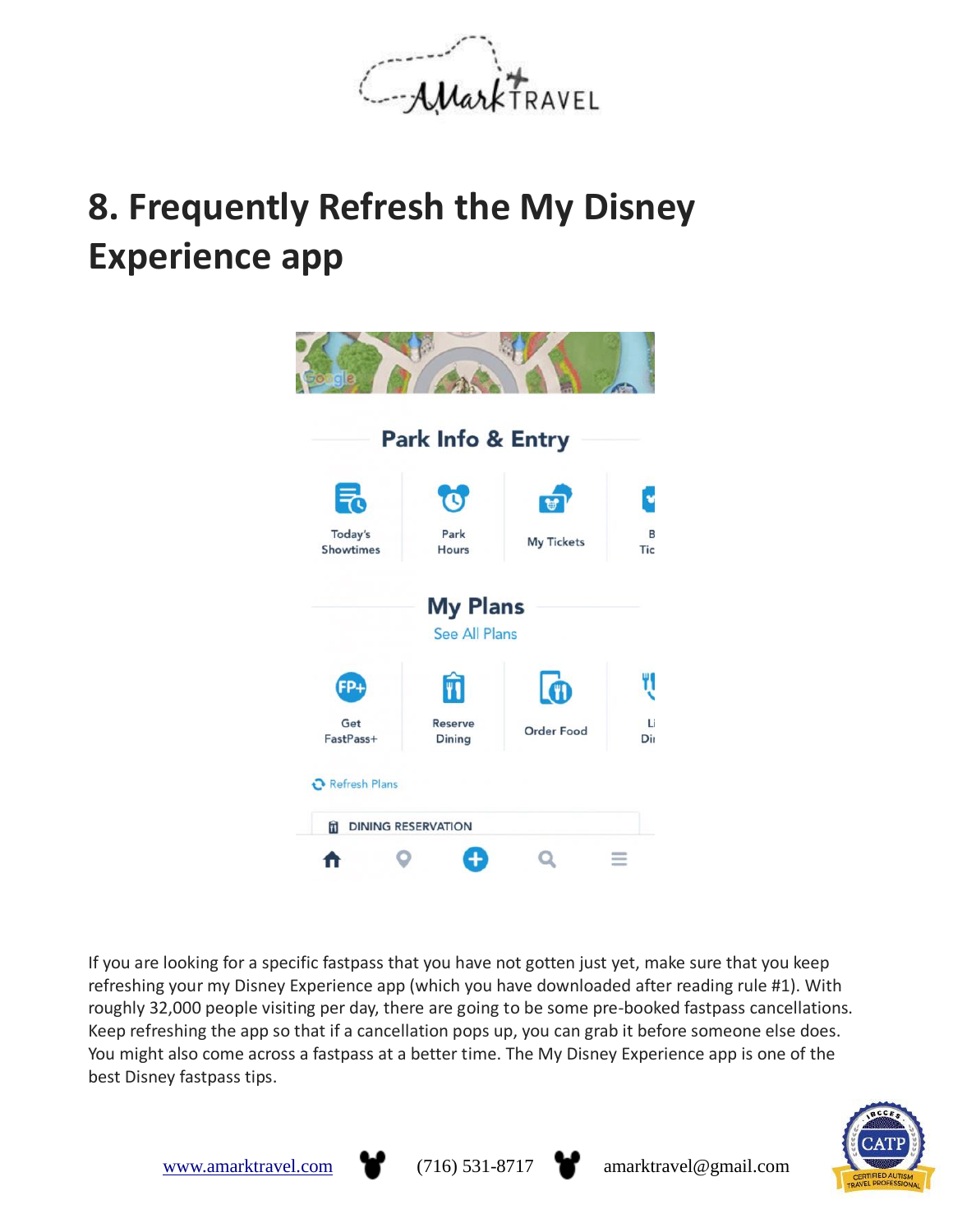# 8. Frequently Refresh the My Disney Experience app

If you are looking for a specific fastpass that you have not gotten just yet, make sure that you keep refreshing your my Disney Experience app (which you have downloaded after reading rule #1). With roughly 32,000 people visiting per day, there are going to be some pre-booked fastpass cancellations. Keep refreshing the app so that if a cancellation pops up, you can grab it before someone else does. You might also come across a fastpass at a better time. The My Disney Experience app is one of the best Disney fastpass tips.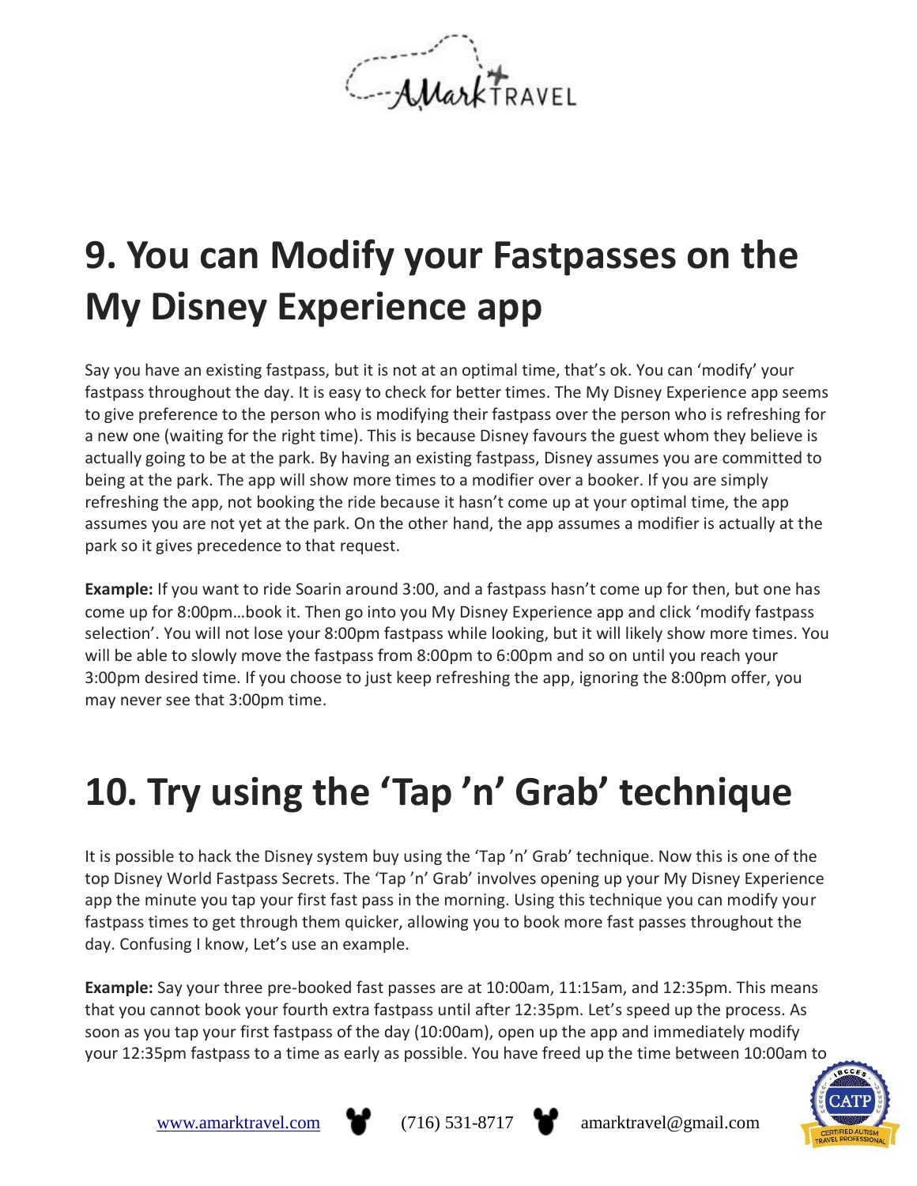## 9. You can Modify your Fastpasses on the My Disney Experience app

Say you have an existing fastpass, but it is not at an optimal time, that's ok. You can 'modify' your fastpass throughout the day. It is easy to check for better times. The My Disney Experience app seems to give preference to the person who is modifying their fastpass over the person who is refreshing for a new one (waiting for the right time). This is because Disney favours the guest whom they believe is actually going to be at the park. By having an existing fastpass, Disney assumes you are committed to being at the park. The app will show more times to a modifier over a booker. If you are simply refreshing the app, not booking the ride because it hasn't come up at your optimal time, the app assumes you are not yet at the park. On the other hand, the app assumes a modifier is actually at the park so it gives precedence to that request.

**Example:** If you want to ride Soarin around 3:00, and a fastpass hasn't come up for then, but one has come up for 8:00pm…book it. Then go into you My Disney Experience app and click 'modify fastpass selection'. You will not lose your 8:00pm fastpass while looking, but it will likely show more times. You will be able to slowly move the fastpass from 8:00pm to 6:00pm and so on until you reach your 3:00pm desired time. If you choose to just keep refreshing the app, ignoring the 8:00pm offer, you may never see that 3:00pm time.

## 10. Try using the 'Tap 'n' Grab' technique

It is possible to hack the Disney system buy using the 'Tap 'n' Grab' technique. Now this is one of the top Disney World Fastpass Secrets. The 'Tap 'n' Grab' involves opening up your My Disney Experience app the minute you tap your first fast pass in the morning. Using this technique you can modify your fastpass times to get through them quicker, allowing you to book more fast passes throughout the day. Confusing I know, Let's use an example.

**Example:** Say your three pre-booked fast passes are at 10:00am, 11:15am, and 12:35pm. This means that you cannot book your fourth extra fastpass until after 12:35pm. Let's speed up the process. As soon as you tap your first fastpass of the day (10:00am), open up the app and immediately modify your 12:35pm fastpass to a time as early as possible. You have freed up the time between 10:00am to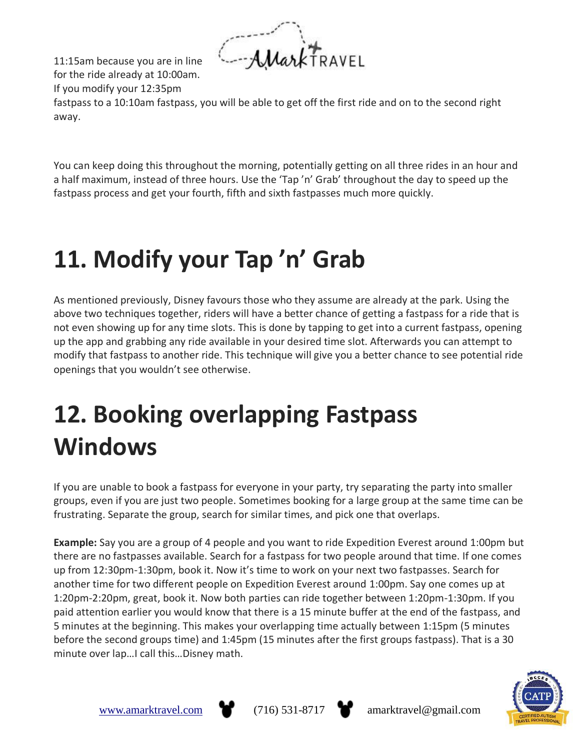11:15am because you are in line for the ride already at 10:00am. If you modify your 12:35pm fastpass to a 10:10am fastpass, you will be able to get off the first ride and on to the second right away.

You can keep doing this throughout the morning, potentially getting on all three rides in an hour and a half maximum, instead of three hours. Use the 'Tap 'n' Grab' throughout the day to speed up the fastpass process and get your fourth, fifth and sixth fastpasses much more quickly.

# 11. Modify your Tap 'n' Grab

As mentioned previously, Disney favours those who they assume are already at the park. Using the above two techniques together, riders will have a better chance of getting a fastpass for a ride that is not even showing up for any time slots. This is done by tapping to get into a current fastpass, opening up the app and grabbing any ride available in your desired time slot. Afterwards you can attempt to modify that fastpass to another ride. This technique will give you a better chance to see potential ride openings that you wouldn't see otherwise.

# 12. Booking overlapping Fastpass Windows

If you are unable to book a fastpass for everyone in your party, try separating the party into smaller groups, even if you are just two people. Sometimes booking for a large group at the same time can be frustrating. Separate the group, search for similar times, and pick one that overlaps.

**Example:** Say you are a group of 4 people and you want to ride Expedition Everest around 1:00pm but there are no fastpasses available. Search for a fastpass for two people around that time. If one comes up from 12:30pm-1:30pm, book it. Now it's time to work on your next two fastpasses. Search for another time for two different people on Expedition Everest around 1:00pm. Say one comes up at 1:20pm-2:20pm, great, book it. Now both parties can ride together between 1:20pm-1:30pm. If you paid attention earlier you would know that there is a 15 minute buffer at the end of the fastpass, and 5 minutes at the beginning. This makes your overlapping time actually between 1:15pm (5 minutes before the second groups time) and 1:45pm (15 minutes after the first groups fastpass). That is a 30 minute over lap…I call this…Disney math.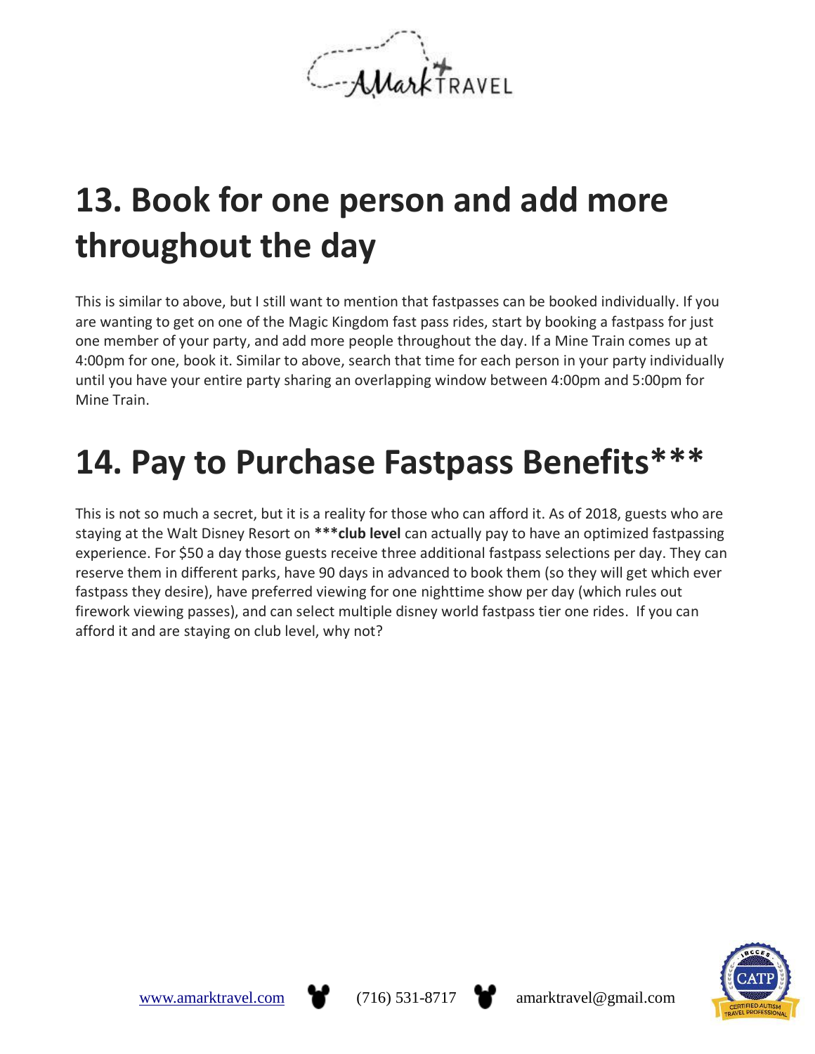## 13. Book for one person and add more throughout the day

This is similar to above, but I still want to mention that fastpasses can be booked individually. If you are wanting to get on one of the Magic Kingdom fast pass rides, start by booking a fastpass for just one member of your party, and add more people throughout the day. If a Mine Train comes up at 4:00pm for one, book it. Similar to above, search that time for each person in your party individually until you have your entire party sharing an overlapping window between 4:00pm and 5:00pm for Mine Train.

## 14. Pay to Purchase Fastpass Benefits***

This is not so much a secret, but it is a reality for those who can afford it. As of 2018, guests who are staying at the Walt Disney Resort on **\*\*\*club level** can actually pay to have an optimized fastpassing experience. For $50 a day those guests receive three additional fastpass selections per day. They can reserve them in different parks, have 90 days in advanced to book them (so they will get which ever fastpass they desire), have preferred viewing for one nighttime show per day (which rules out firework viewing passes), and can select multiple disney world fastpass tier one rides. If you can afford it and are staying on club level, why not?